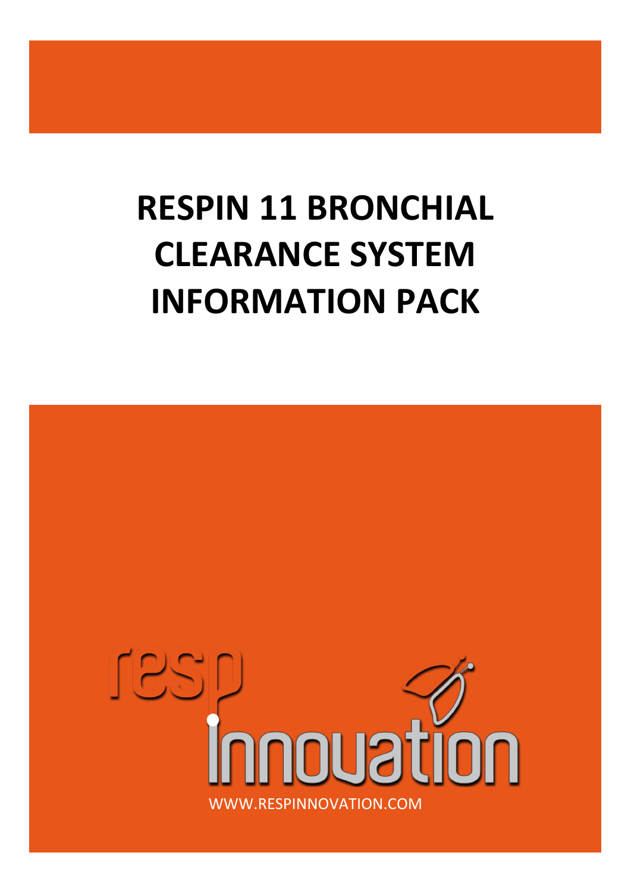# RESPIN 11 BRONCHIAL CLEARANCE SYSTEM INFORMATION PACK

resp innovation

WWW.RESPINNOVATION.COM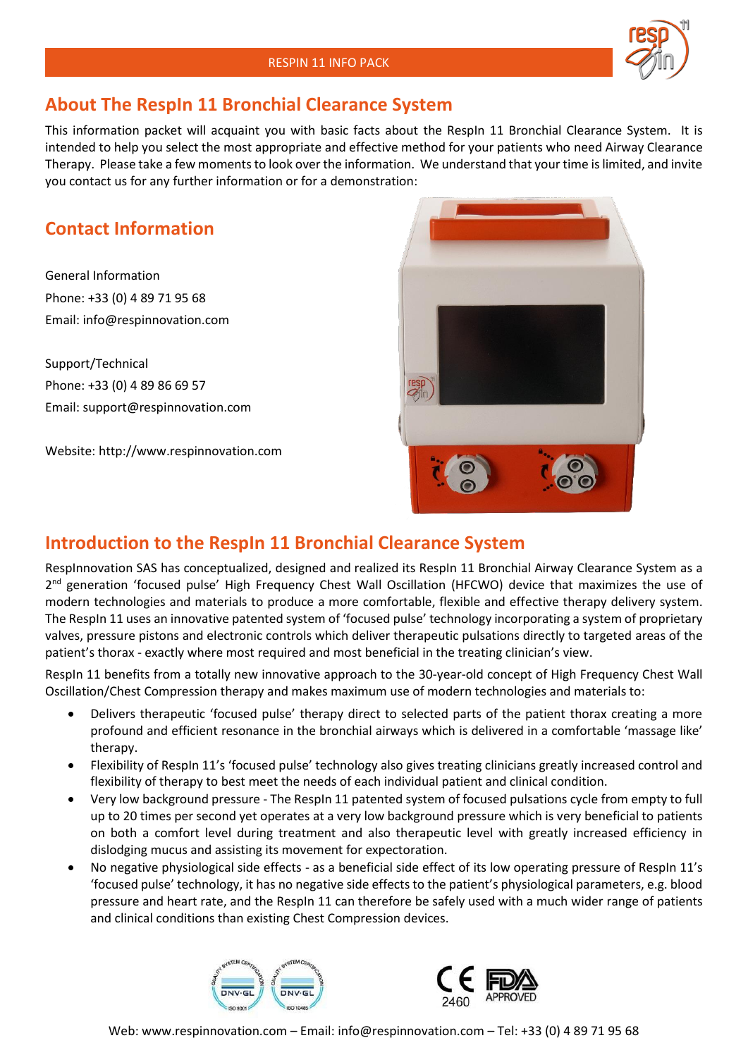## About The RespIn 11 Bronchial Clearance System

This information packet will acquaint you with basic facts about the RespIn 11 Bronchial Clearance System. It is intended to help you select the most appropriate and effective method for your patients who need Airway Clearance Therapy. Please take a few moments to look over the information. We understand that your time is limited, and invite you contact us for any further information or for a demonstration:

## Contact Information

General Information
Phone: +33 (0) 4 89 71 95 68
Email: info@respinnovation.com

Support/Technical
Phone: +33 (0) 4 89 86 69 57
Email: support@respinnovation.com

Website: http://www.respinnovation.com

## Introduction to the RespIn 11 Bronchial Clearance System

RespInnovation SAS has conceptualized, designed and realized its RespIn 11 Bronchial Airway Clearance System as a 2nd generation 'focused pulse' High Frequency Chest Wall Oscillation (HFCWO) device that maximizes the use of modern technologies and materials to produce a more comfortable, flexible and effective therapy delivery system. The RespIn 11 uses an innovative patented system of 'focused pulse' technology incorporating a system of proprietary valves, pressure pistons and electronic controls which deliver therapeutic pulsations directly to targeted areas of the patient's thorax - exactly where most required and most beneficial in the treating clinician's view.

RespIn 11 benefits from a totally new innovative approach to the 30-year-old concept of High Frequency Chest Wall Oscillation/Chest Compression therapy and makes maximum use of modern technologies and materials to:

- Delivers therapeutic 'focused pulse' therapy direct to selected parts of the patient thorax creating a more profound and efficient resonance in the bronchial airways which is delivered in a comfortable 'massage like' therapy.
- Flexibility of RespIn 11's 'focused pulse' technology also gives treating clinicians greatly increased control and flexibility of therapy to best meet the needs of each individual patient and clinical condition.
- Very low background pressure - The RespIn 11 patented system of focused pulsations cycle from empty to full up to 20 times per second yet operates at a very low background pressure which is very beneficial to patients on both a comfort level during treatment and also therapeutic level with greatly increased efficiency in dislodging mucus and assisting its movement for expectoration.
- No negative physiological side effects - as a beneficial side effect of its low operating pressure of RespIn 11's 'focused pulse' technology, it has no negative side effects to the patient's physiological parameters, e.g. blood pressure and heart rate, and the RespIn 11 can therefore be safely used with a much wider range of patients and clinical conditions than existing Chest Compression devices.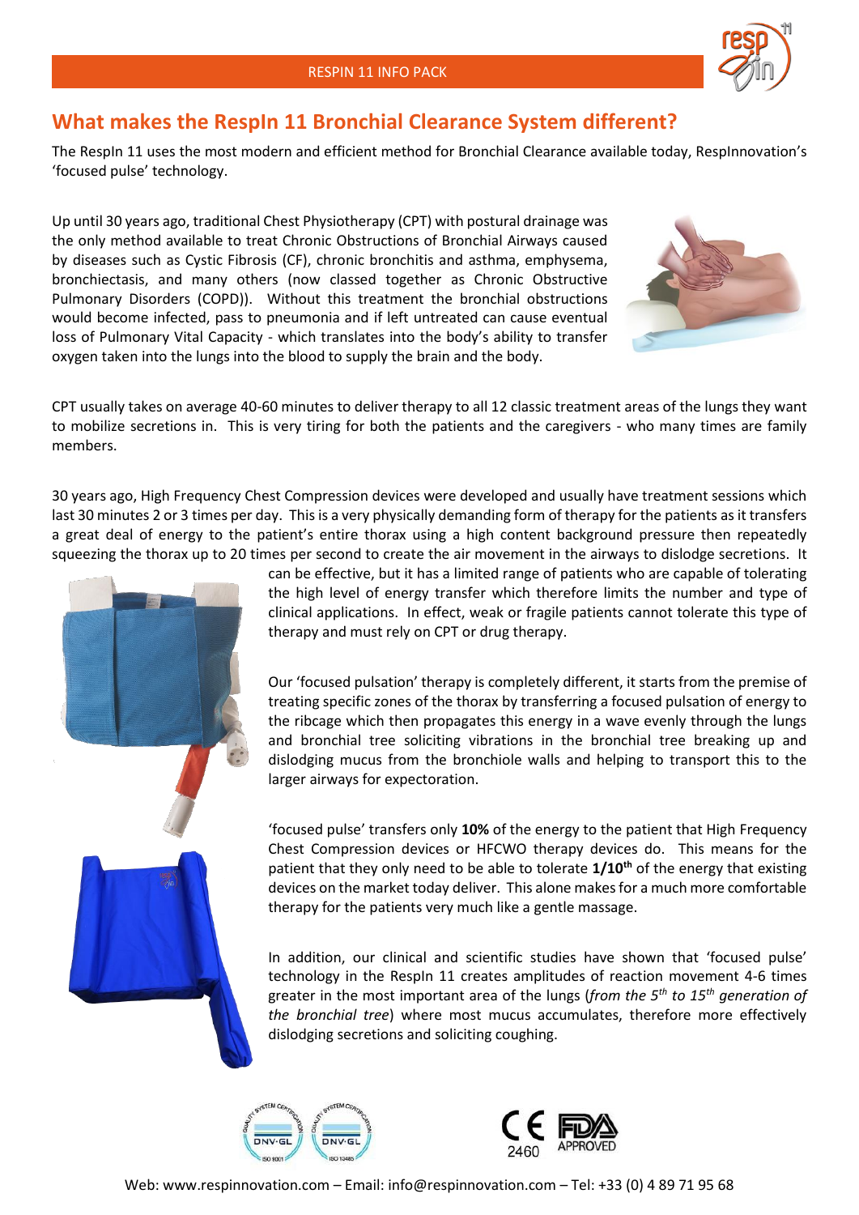## What makes the RespIn 11 Bronchial Clearance System different?

The RespIn 11 uses the most modern and efficient method for Bronchial Clearance available today, RespInnovation's 'focused pulse' technology.

Up until 30 years ago, traditional Chest Physiotherapy (CPT) with postural drainage was the only method available to treat Chronic Obstructions of Bronchial Airways caused by diseases such as Cystic Fibrosis (CF), chronic bronchitis and asthma, emphysema, bronchiectasis, and many others (now classed together as Chronic Obstructive Pulmonary Disorders (COPD)). Without this treatment the bronchial obstructions would become infected, pass to pneumonia and if left untreated can cause eventual loss of Pulmonary Vital Capacity - which translates into the body's ability to transfer oxygen taken into the lungs into the blood to supply the brain and the body.

CPT usually takes on average 40-60 minutes to deliver therapy to all 12 classic treatment areas of the lungs they want to mobilize secretions in. This is very tiring for both the patients and the caregivers - who many times are family members.

30 years ago, High Frequency Chest Compression devices were developed and usually have treatment sessions which last 30 minutes 2 or 3 times per day. This is a very physically demanding form of therapy for the patients as it transfers a great deal of energy to the patient's entire thorax using a high content background pressure then repeatedly squeezing the thorax up to 20 times per second to create the air movement in the airways to dislodge secretions. It can be effective, but it has a limited range of patients who are capable of tolerating the high level of energy transfer which therefore limits the number and type of clinical applications. In effect, weak or fragile patients cannot tolerate this type of therapy and must rely on CPT or drug therapy.

Our 'focused pulsation' therapy is completely different, it starts from the premise of treating specific zones of the thorax by transferring a focused pulsation of energy to the ribcage which then propagates this energy in a wave evenly through the lungs and bronchial tree soliciting vibrations in the bronchial tree breaking up and dislodging mucus from the bronchiole walls and helping to transport this to the larger airways for expectoration.

'focused pulse' transfers only **10%** of the energy to the patient that High Frequency Chest Compression devices or HFCWO therapy devices do. This means for the patient that they only need to be able to tolerate **1/10th** of the energy that existing devices on the market today deliver. This alone makes for a much more comfortable therapy for the patients very much like a gentle massage.

In addition, our clinical and scientific studies have shown that 'focused pulse' technology in the RespIn 11 creates amplitudes of reaction movement 4-6 times greater in the most important area of the lungs (*from the 5th to 15th generation of the bronchial tree*) where most mucus accumulates, therefore more effectively dislodging secretions and soliciting coughing.

Web: www.respinnovation.com – Email: info@respinnovation.com – Tel: +33 (0) 4 89 71 95 68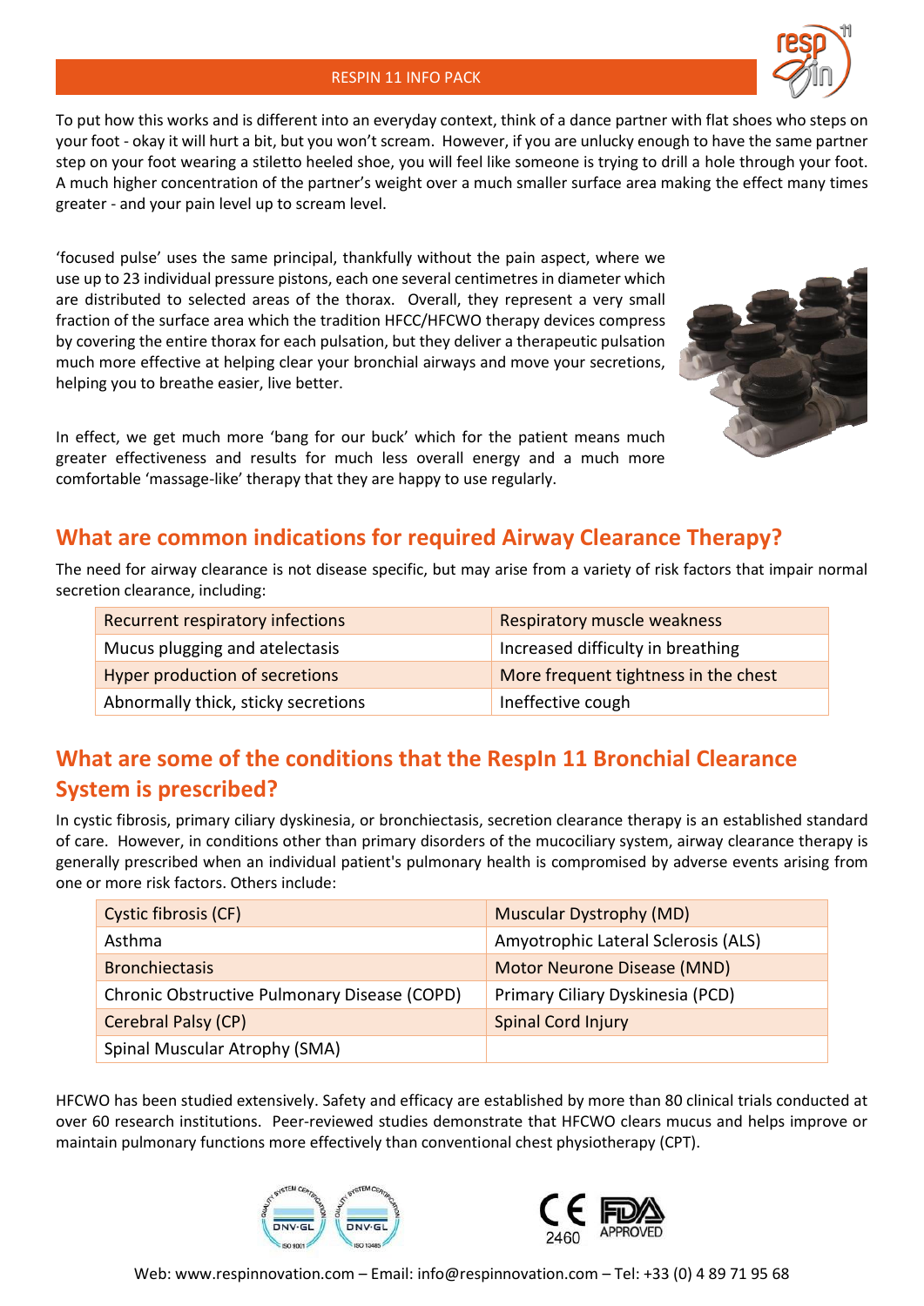To put how this works and is different into an everyday context, think of a dance partner with flat shoes who steps on your foot - okay it will hurt a bit, but you won't scream. However, if you are unlucky enough to have the same partner step on your foot wearing a stiletto heeled shoe, you will feel like someone is trying to drill a hole through your foot. A much higher concentration of the partner's weight over a much smaller surface area making the effect many times greater - and your pain level up to scream level.

'focused pulse' uses the same principal, thankfully without the pain aspect, where we use up to 23 individual pressure pistons, each one several centimetres in diameter which are distributed to selected areas of the thorax. Overall, they represent a very small fraction of the surface area which the tradition HFCC/HFCWO therapy devices compress by covering the entire thorax for each pulsation, but they deliver a therapeutic pulsation much more effective at helping clear your bronchial airways and move your secretions, helping you to breathe easier, live better.

In effect, we get much more 'bang for our buck' which for the patient means much greater effectiveness and results for much less overall energy and a much more comfortable 'massage-like' therapy that they are happy to use regularly.

## What are common indications for required Airway Clearance Therapy?

The need for airway clearance is not disease specific, but may arise from a variety of risk factors that impair normal secretion clearance, including:

| | |
|---|---|
| Recurrent respiratory infections | Respiratory muscle weakness |
| Mucus plugging and atelectasis | Increased difficulty in breathing |
| Hyper production of secretions | More frequent tightness in the chest |
| Abnormally thick, sticky secretions | Ineffective cough |

## What are some of the conditions that the RespIn 11 Bronchial Clearance System is prescribed?

In cystic fibrosis, primary ciliary dyskinesia, or bronchiectasis, secretion clearance therapy is an established standard of care. However, in conditions other than primary disorders of the mucociliary system, airway clearance therapy is generally prescribed when an individual patient's pulmonary health is compromised by adverse events arising from one or more risk factors. Others include:

| | |
|---|---|
| Cystic fibrosis (CF) | Muscular Dystrophy (MD) |
| Asthma | Amyotrophic Lateral Sclerosis (ALS) |
| Bronchiectasis | Motor Neurone Disease (MND) |
| Chronic Obstructive Pulmonary Disease (COPD) | Primary Ciliary Dyskinesia (PCD) |
| Cerebral Palsy (CP) | Spinal Cord Injury |
| Spinal Muscular Atrophy (SMA) | |

HFCWO has been studied extensively. Safety and efficacy are established by more than 80 clinical trials conducted at over 60 research institutions. Peer-reviewed studies demonstrate that HFCWO clears mucus and helps improve or maintain pulmonary functions more effectively than conventional chest physiotherapy (CPT).

Web: www.respinnovation.com – Email: info@respinnovation.com – Tel: +33 (0) 4 89 71 95 68